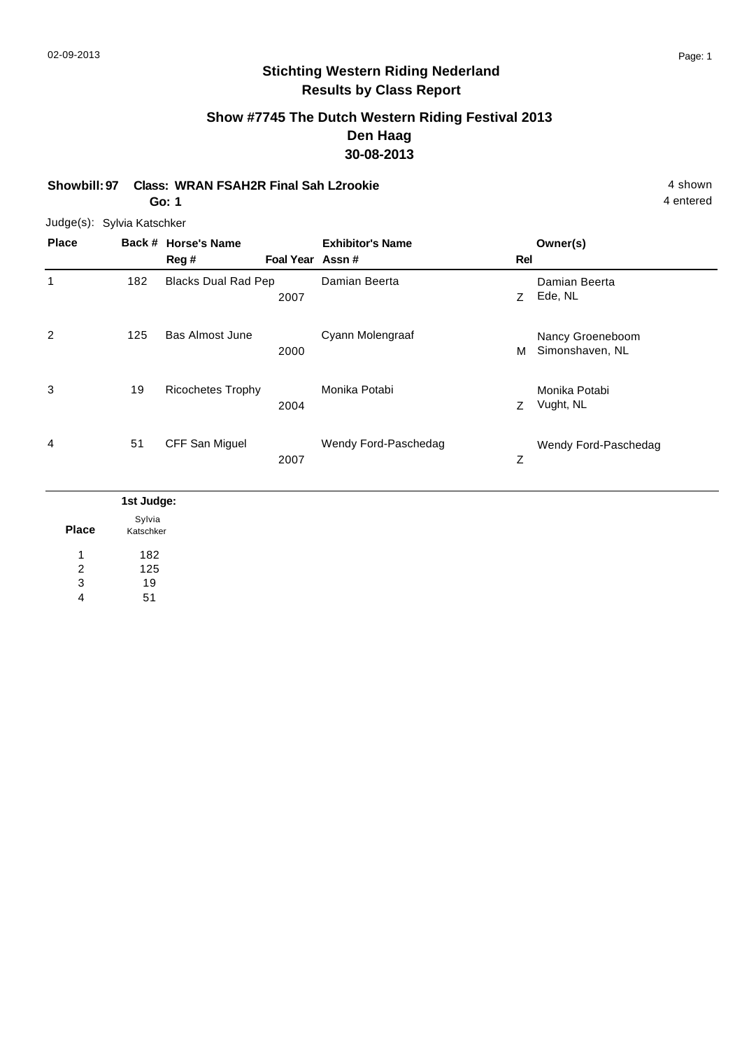# Stichting Western Riding Nederland
## Results by Class Report

### Show #7745 The Dutch Western Riding Festival 2013
### Den Haag
### 30-08-2013

**Showbill: 97** **Class: WRAN FSAH2R Final Sah L2rookie** 4 shown
**Go: 1** 4 entered

Judge(s): Sylvia Katschker

| Place | Back # | Horse's Name / Reg # | Foal Year | Exhibitor's Name / Assn # | Rel | Owner(s) |
|---|---|---|---|---|---|---|
| 1 | 182 | Blacks Dual Rad Pep | 2007 | Damian Beerta | Z | Damian Beerta<br>Ede, NL |
| 2 | 125 | Bas Almost June | 2000 | Cyann Molengraaf | M | Nancy Groeneboom<br>Simonshaven, NL |
| 3 | 19 | Ricochetes Trophy | 2004 | Monika Potabi | Z | Monika Potabi<br>Vught, NL |
| 4 | 51 | CFF San Miguel | 2007 | Wendy Ford-Paschedag | Z | Wendy Ford-Paschedag |

| Place | 1st Judge: Sylvia Katschker |
|---|---|
| 1 | 182 |
| 2 | 125 |
| 3 | 19 |
| 4 | 51 |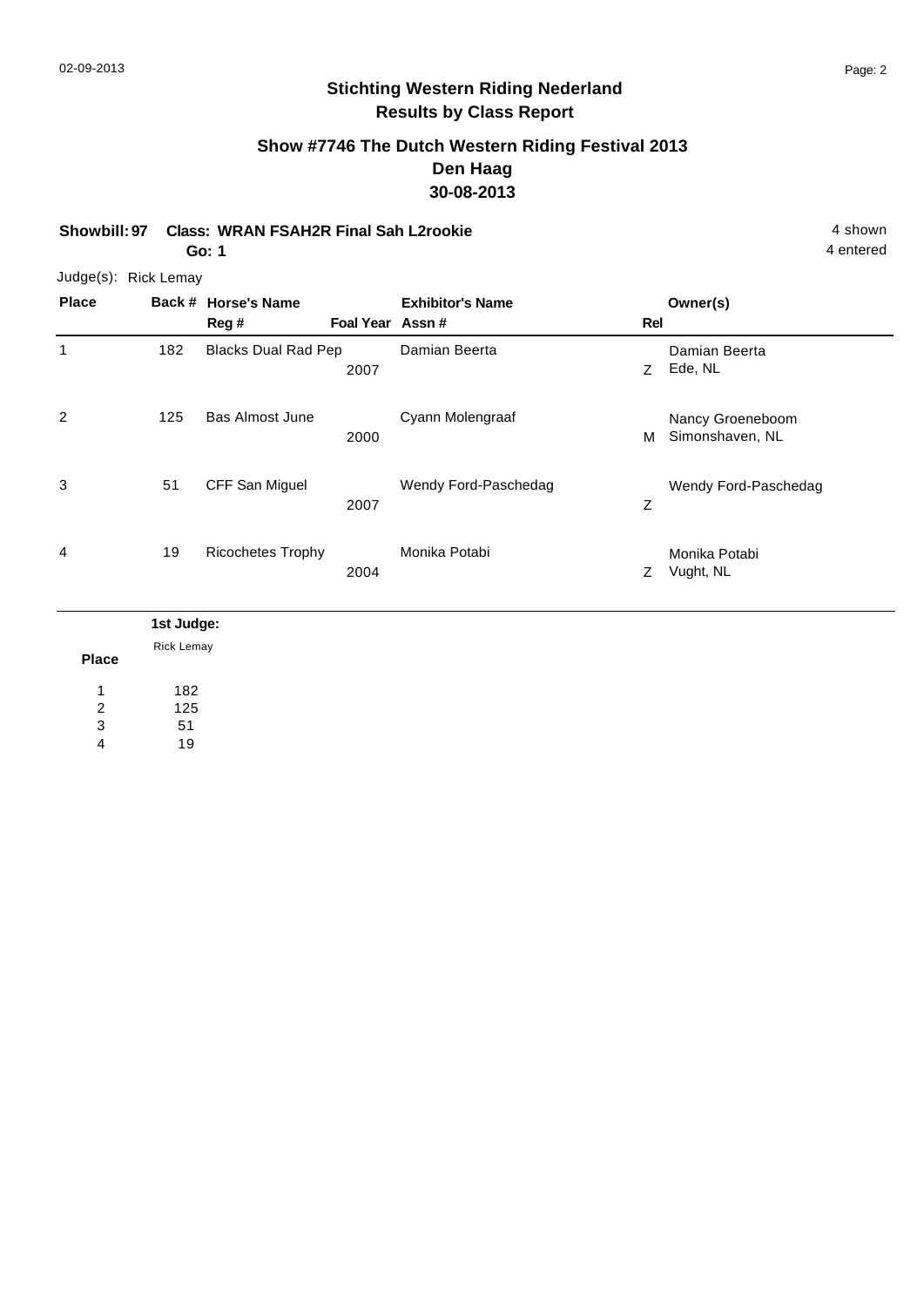## Stichting Western Riding Nederland
## Results by Class Report

### Show #7746 The Dutch Western Riding Festival 2013
### Den Haag
### 30-08-2013

**Showbill: 97 Class: WRAN FSAH2R Final Sah L2rookie** 4 shown

**Go: 1** 4 entered

Judge(s): Rick Lemay

| Place | Back # | Horse's Name / Reg # | Foal Year | Exhibitor's Name / Assn # | Rel | Owner(s) |
|---|---|---|---|---|---|---|
| 1 | 182 | Blacks Dual Rad Pep | 2007 | Damian Beerta | Z | Damian Beerta<br>Ede, NL |
| 2 | 125 | Bas Almost June | 2000 | Cyann Molengraaf | M | Nancy Groeneboom<br>Simonshaven, NL |
| 3 | 51 | CFF San Miguel | 2007 | Wendy Ford-Paschedag | Z | Wendy Ford-Paschedag |
| 4 | 19 | Ricochetes Trophy | 2004 | Monika Potabi | Z | Monika Potabi<br>Vught, NL |

| Place | 1st Judge: Rick Lemay |
|---|---|
| 1 | 182 |
| 2 | 125 |
| 3 | 51 |
| 4 | 19 |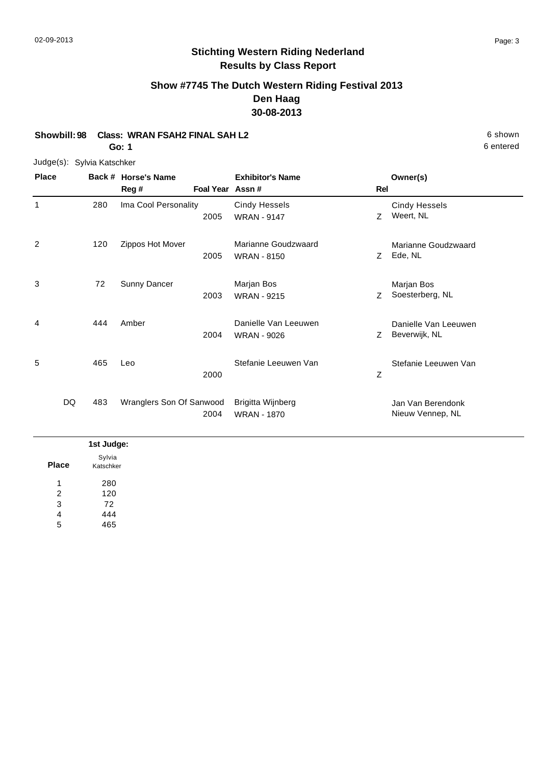# Stichting Western Riding Nederland

## Results by Class Report

### Show #7745 The Dutch Western Riding Festival 2013

### Den Haag

### 30-08-2013

**Showbill: 98** **Class: WRAN FSAH2 FINAL SAH L2** 6 shown

**Go: 1** 6 entered

Judge(s): Sylvia Katschker

| Place | Back # | Horse's Name / Reg # | Foal Year | Exhibitor's Name / Assn # | Rel | Owner(s) |
|---|---|---|---|---|---|---|
| 1 | 280 | Ima Cool Personality | 2005 | Cindy Hessels<br>WRAN - 9147 | Z | Cindy Hessels<br>Weert, NL |
| 2 | 120 | Zippos Hot Mover | 2005 | Marianne Goudzwaard<br>WRAN - 8150 | Z | Marianne Goudzwaard<br>Ede, NL |
| 3 | 72 | Sunny Dancer | 2003 | Marjan Bos<br>WRAN - 9215 | Z | Marjan Bos<br>Soesterberg, NL |
| 4 | 444 | Amber | 2004 | Danielle Van Leeuwen<br>WRAN - 9026 | Z | Danielle Van Leeuwen<br>Beverwijk, NL |
| 5 | 465 | Leo | 2000 | Stefanie Leeuwen Van | Z | Stefanie Leeuwen Van |
| DQ | 483 | Wranglers Son Of Sanwood | 2004 | Brigitta Wijnberg<br>WRAN - 1870 | | Jan Van Berendonk<br>Nieuw Vennep, NL |

| Place | 1st Judge: Sylvia Katschker |
|---|---|
| 1 | 280 |
| 2 | 120 |
| 3 | 72 |
| 4 | 444 |
| 5 | 465 |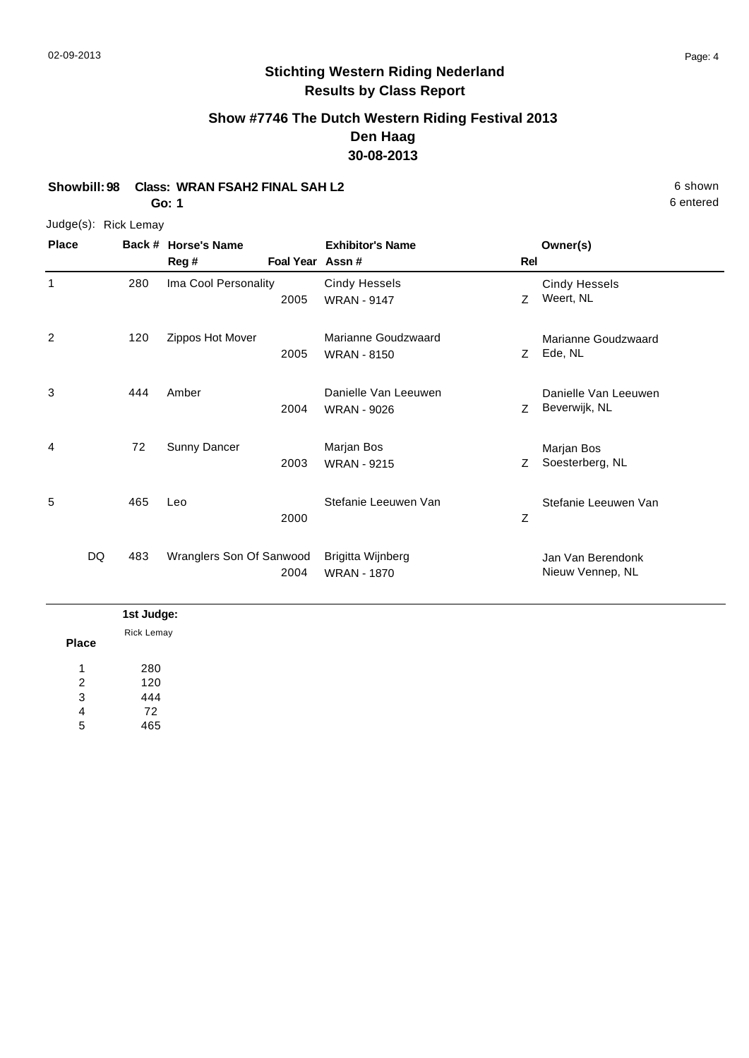# Stichting Western Riding Nederland

## Results by Class Report

### Show #7746 The Dutch Western Riding Festival 2013
### Den Haag
### 30-08-2013

**Showbill: 98** **Class: WRAN FSAH2 FINAL SAH L2** 6 shown

**Go: 1** 6 entered

Judge(s): Rick Lemay

| Place | Back # | Horse's Name / Reg # | Foal Year | Exhibitor's Name / Assn # | Rel | Owner(s) |
|---|---|---|---|---|---|---|
| 1 | 280 | Ima Cool Personality | 2005 | Cindy Hessels / WRAN - 9147 | Z | Cindy Hessels, Weert, NL |
| 2 | 120 | Zippos Hot Mover | 2005 | Marianne Goudzwaard / WRAN - 8150 | Z | Marianne Goudzwaard, Ede, NL |
| 3 | 444 | Amber | 2004 | Danielle Van Leeuwen / WRAN - 9026 | Z | Danielle Van Leeuwen, Beverwijk, NL |
| 4 | 72 | Sunny Dancer | 2003 | Marjan Bos / WRAN - 9215 | Z | Marjan Bos, Soesterberg, NL |
| 5 | 465 | Leo | 2000 | Stefanie Leeuwen Van | Z | Stefanie Leeuwen Van |
| DQ | 483 | Wranglers Son Of Sanwood | 2004 | Brigitta Wijnberg / WRAN - 1870 | | Jan Van Berendonk, Nieuw Vennep, NL |

| Place | 1st Judge: Rick Lemay |
|---|---|
| 1 | 280 |
| 2 | 120 |
| 3 | 444 |
| 4 | 72 |
| 5 | 465 |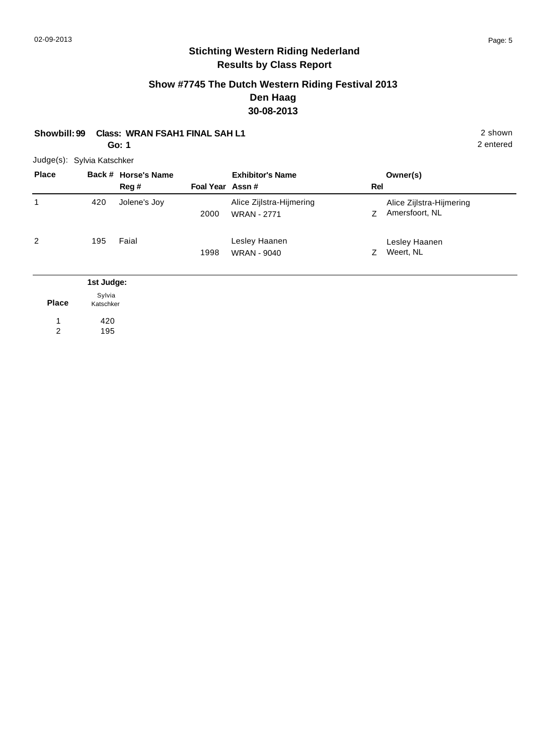## Stichting Western Riding Nederland
## Results by Class Report

### Show #7745 The Dutch Western Riding Festival 2013
### Den Haag
### 30-08-2013

**Showbill: 99** **Class: WRAN FSAH1 FINAL SAH L1** 2 shown

**Go: 1** 2 entered

Judge(s): Sylvia Katschker

| Place | Back # | Horse's Name / Reg # | Foal Year | Exhibitor's Name / Assn # | Rel | Owner(s) |
|---|---|---|---|---|---|---|
| 1 | 420 | Jolene's Joy | 2000 | Alice Zijlstra-Hijmering<br>WRAN - 2771 | Z | Alice Zijlstra-Hijmering<br>Amersfoort, NL |
| 2 | 195 | Faial | 1998 | Lesley Haanen<br>WRAN - 9040 | Z | Lesley Haanen<br>Weert, NL |

| Place | 1st Judge: Sylvia Katschker |
|---|---|
| 1 | 420 |
| 2 | 195 |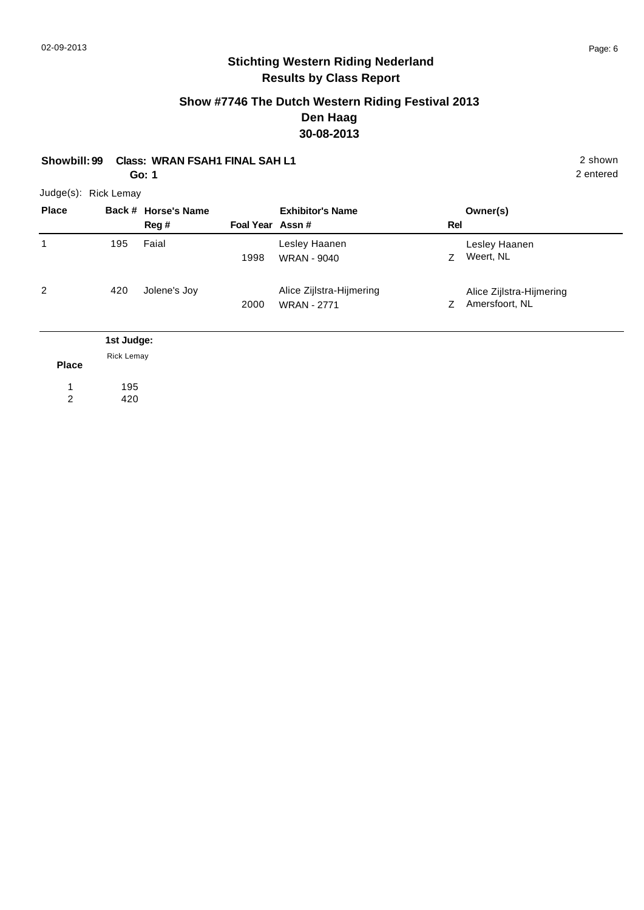## Stichting Western Riding Nederland
## Results by Class Report

### Show #7746 The Dutch Western Riding Festival 2013
### Den Haag
### 30-08-2013

**Showbill: 99** **Class: WRAN FSAH1 FINAL SAH L1** 2 shown
**Go: 1** 2 entered

Judge(s): Rick Lemay

| Place | Back # | Horse's Name / Reg # | Foal Year | Exhibitor's Name / Assn # | Rel | Owner(s) |
|---|---|---|---|---|---|---|
| 1 | 195 | Faial | 1998 | Lesley Haanen<br>WRAN - 9040 | Z | Lesley Haanen<br>Weert, NL |
| 2 | 420 | Jolene's Joy | 2000 | Alice Zijlstra-Hijmering<br>WRAN - 2771 | Z | Alice Zijlstra-Hijmering<br>Amersfoort, NL |

| Place | 1st Judge: Rick Lemay |
|---|---|
| 1 | 195 |
| 2 | 420 |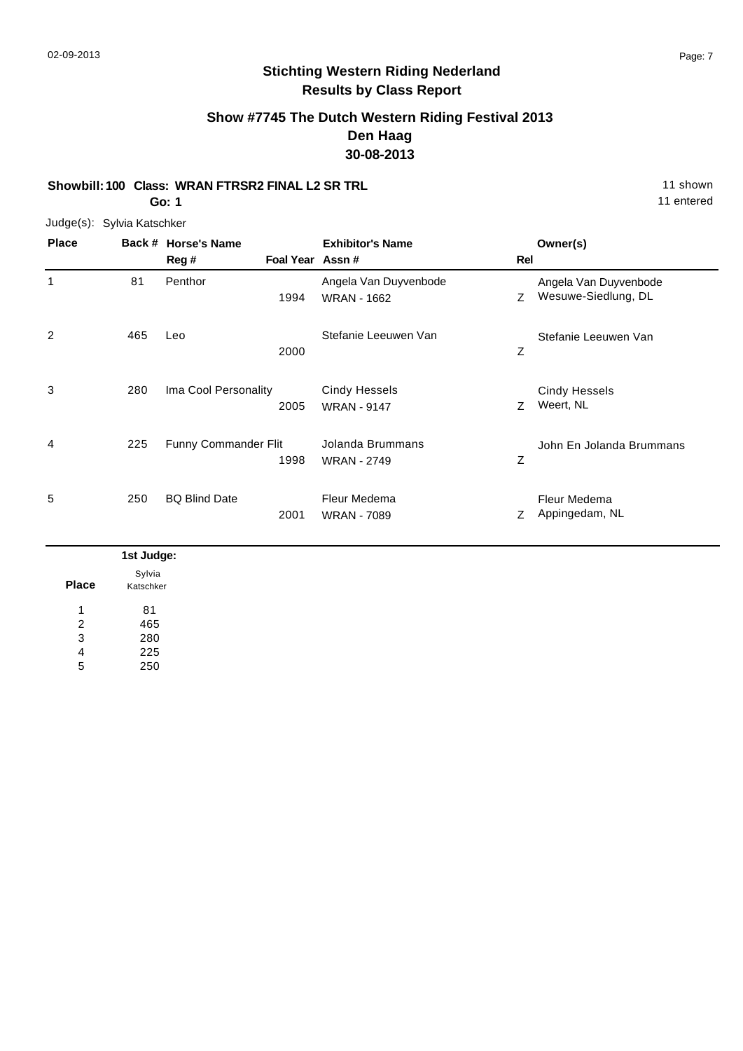## Stichting Western Riding Nederland
## Results by Class Report

### Show #7745 The Dutch Western Riding Festival 2013
### Den Haag
### 30-08-2013

**Showbill: 100 Class: WRAN FTRSR2 FINAL L2 SR TRL** 11 shown
**Go: 1** 11 entered

Judge(s): Sylvia Katschker

| Place | Back # | Horse's Name / Reg # | Foal Year | Exhibitor's Name / Assn # | Rel | Owner(s) |
|---|---|---|---|---|---|---|
| 1 | 81 | Penthor | 1994 | Angela Van Duyvenbode WRAN - 1662 | Z | Angela Van Duyvenbode Wesuwe-Siedlung, DL |
| 2 | 465 | Leo | 2000 | Stefanie Leeuwen Van | Z | Stefanie Leeuwen Van |
| 3 | 280 | Ima Cool Personality | 2005 | Cindy Hessels WRAN - 9147 | Z | Cindy Hessels Weert, NL |
| 4 | 225 | Funny Commander Flit | 1998 | Jolanda Brummans WRAN - 2749 | Z | John En Jolanda Brummans |
| 5 | 250 | BQ Blind Date | 2001 | Fleur Medema WRAN - 7089 | Z | Fleur Medema Appingedam, NL |

| Place | 1st Judge: Sylvia Katschker |
|---|---|
| 1 | 81 |
| 2 | 465 |
| 3 | 280 |
| 4 | 225 |
| 5 | 250 |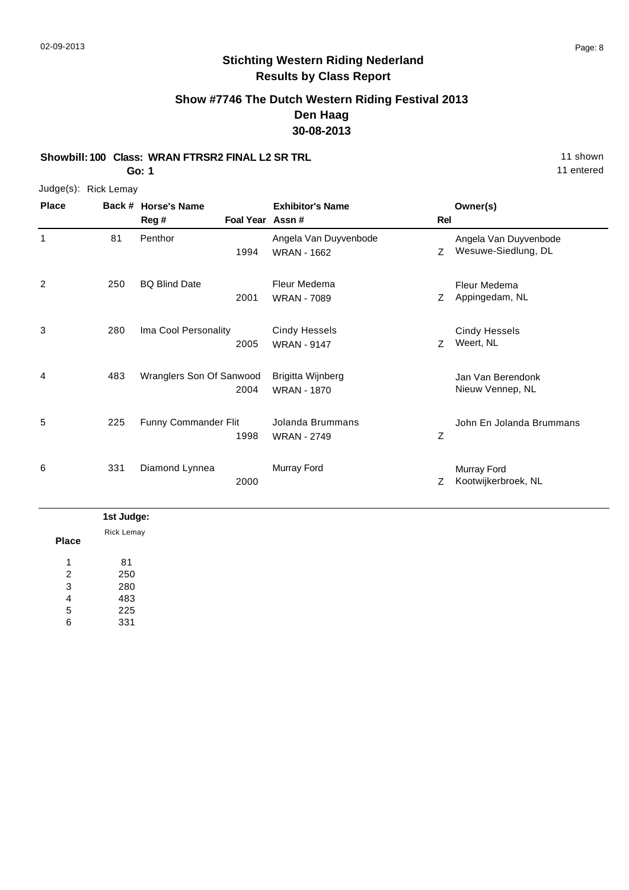# Stichting Western Riding Nederland

## Results by Class Report

### Show #7746 The Dutch Western Riding Festival 2013
### Den Haag
### 30-08-2013

**Showbill: 100 Class: WRAN FTRSR2 FINAL L2 SR TRL** 11 shown

**Go: 1** 11 entered

Judge(s): Rick Lemay

| Place | Back # | Horse's Name / Reg # | Foal Year | Exhibitor's Name / Assn # | Rel | Owner(s) |
|---|---|---|---|---|---|---|
| 1 | 81 | Penthor | 1994 | Angela Van Duyvenbode / WRAN - 1662 | Z | Angela Van Duyvenbode / Wesuwe-Siedlung, DL |
| 2 | 250 | BQ Blind Date | 2001 | Fleur Medema / WRAN - 7089 | Z | Fleur Medema / Appingedam, NL |
| 3 | 280 | Ima Cool Personality | 2005 | Cindy Hessels / WRAN - 9147 | Z | Cindy Hessels / Weert, NL |
| 4 | 483 | Wranglers Son Of Sanwood | 2004 | Brigitta Wijnberg / WRAN - 1870 | | Jan Van Berendonk / Nieuw Vennep, NL |
| 5 | 225 | Funny Commander Flit | 1998 | Jolanda Brummans / WRAN - 2749 | Z | John En Jolanda Brummans |
| 6 | 331 | Diamond Lynnea | 2000 | Murray Ford | Z | Murray Ford / Kootwijkerbroek, NL |

| Place | 1st Judge: Rick Lemay |
|---|---|
| 1 | 81 |
| 2 | 250 |
| 3 | 280 |
| 4 | 483 |
| 5 | 225 |
| 6 | 331 |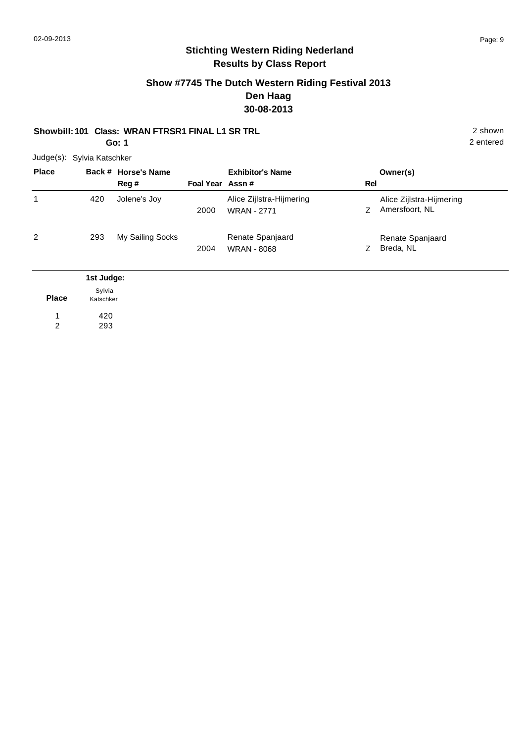## Stichting Western Riding Nederland
## Results by Class Report

### Show #7745 The Dutch Western Riding Festival 2013
### Den Haag
### 30-08-2013

**Showbill: 101 Class: WRAN FTRSR1 FINAL L1 SR TRL** 2 shown
**Go: 1** 2 entered

Judge(s): Sylvia Katschker

| Place | Back # | Horse's Name / Reg # | Foal Year | Exhibitor's Name / Assn # | Rel | Owner(s) |
|---|---|---|---|---|---|---|
| 1 | 420 | Jolene's Joy | 2000 | Alice Zijlstra-Hijmering / WRAN - 2771 | Z | Alice Zijlstra-Hijmering / Amersfoort, NL |
| 2 | 293 | My Sailing Socks | 2004 | Renate Spanjaard / WRAN - 8068 | Z | Renate Spanjaard / Breda, NL |

| Place | 1st Judge: Sylvia Katschker |
|---|---|
| 1 | 420 |
| 2 | 293 |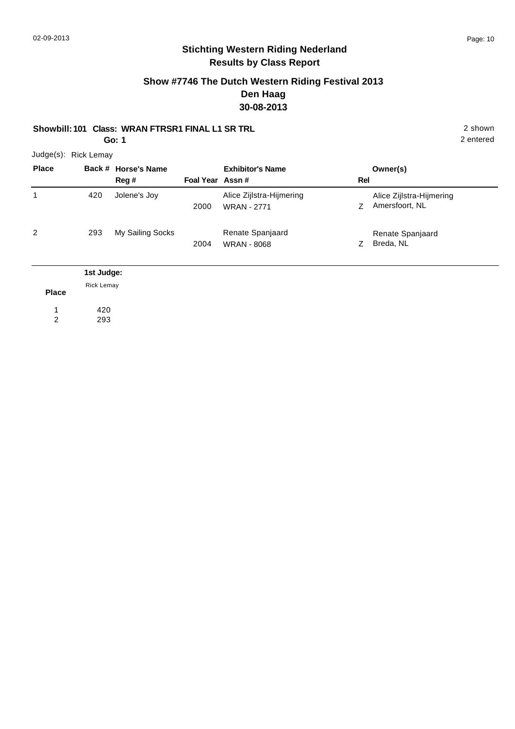## Stichting Western Riding Nederland
## Results by Class Report

### Show #7746 The Dutch Western Riding Festival 2013
### Den Haag
### 30-08-2013

**Showbill: 101 Class: WRAN FTRSR1 FINAL L1 SR TRL** 2 shown

**Go: 1** 2 entered

Judge(s): Rick Lemay

| Place | Back # | Horse's Name / Reg # | Foal Year | Exhibitor's Name / Assn # | Rel | Owner(s) |
|---|---|---|---|---|---|---|
| 1 | 420 | Jolene's Joy | 2000 | Alice Zijlstra-Hijmering<br>WRAN - 2771 | Z | Alice Zijlstra-Hijmering<br>Amersfoort, NL |
| 2 | 293 | My Sailing Socks | 2004 | Renate Spanjaard<br>WRAN - 8068 | Z | Renate Spanjaard<br>Breda, NL |

| Place | 1st Judge:<br>Rick Lemay |
|---|---|
| 1 | 420 |
| 2 | 293 |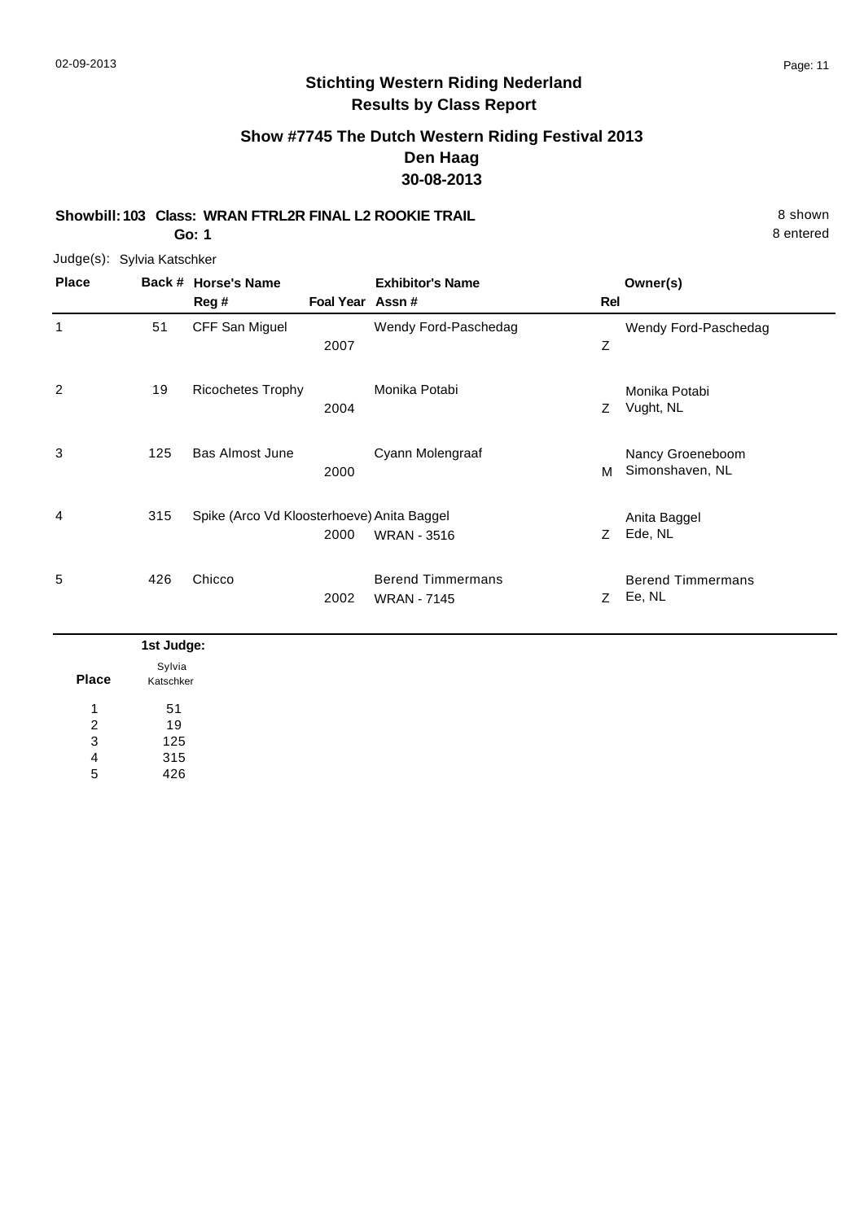## Stichting Western Riding Nederland
## Results by Class Report

### Show #7745 The Dutch Western Riding Festival 2013
### Den Haag
### 30-08-2013

**Showbill: 103 Class: WRAN FTRL2R FINAL L2 ROOKIE TRAIL** — 8 shown

**Go: 1** — 8 entered

Judge(s): Sylvia Katschker

| Place | Back # | Horse's Name / Reg # | Foal Year | Exhibitor's Name / Assn # | Rel | Owner(s) |
|---|---|---|---|---|---|---|
| 1 | 51 | CFF San Miguel | 2007 | Wendy Ford-Paschedag | Z | Wendy Ford-Paschedag |
| 2 | 19 | Ricochetes Trophy | 2004 | Monika Potabi | Z | Monika Potabi, Vught, NL |
| 3 | 125 | Bas Almost June | 2000 | Cyann Molengraaf | M | Nancy Groeneboom, Simonshaven, NL |
| 4 | 315 | Spike (Arco Vd Kloosterhoeve) | 2000 | Anita Baggel, WRAN - 3516 | Z | Anita Baggel, Ede, NL |
| 5 | 426 | Chicco | 2002 | Berend Timmermans, WRAN - 7145 | Z | Berend Timmermans, Ee, NL |

| Place | 1st Judge: Sylvia Katschker |
|---|---|
| 1 | 51 |
| 2 | 19 |
| 3 | 125 |
| 4 | 315 |
| 5 | 426 |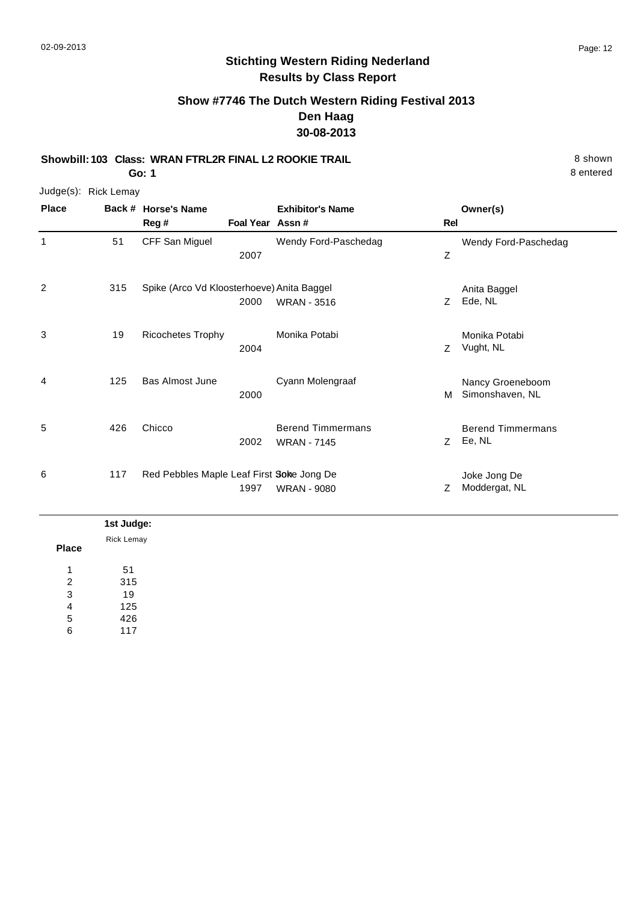## Stichting Western Riding Nederland
## Results by Class Report

### Show #7746 The Dutch Western Riding Festival 2013
### Den Haag
### 30-08-2013

**Showbill: 103 Class: WRAN FTRL2R FINAL L2 ROOKIE TRAIL** 8 shown
**Go: 1** 8 entered

Judge(s): Rick Lemay

| Place | Back # | Horse's Name / Reg # | Foal Year | Exhibitor's Name / Assn # | Rel | Owner(s) |
|---|---|---|---|---|---|---|
| 1 | 51 | CFF San Miguel | 2007 | Wendy Ford-Paschedag | Z | Wendy Ford-Paschedag |
| 2 | 315 | Spike (Arco Vd Kloosterhoeve) | 2000 | Anita Baggel<br>WRAN - 3516 | Z | Anita Baggel<br>Ede, NL |
| 3 | 19 | Ricochetes Trophy | 2004 | Monika Potabi | Z | Monika Potabi<br>Vught, NL |
| 4 | 125 | Bas Almost June | 2000 | Cyann Molengraaf | M | Nancy Groeneboom<br>Simonshaven, NL |
| 5 | 426 | Chicco | 2002 | Berend Timmermans<br>WRAN - 7145 | Z | Berend Timmermans<br>Ee, NL |
| 6 | 117 | Red Pebbles Maple Leaf First Sox | 1997 | Joke Jong De<br>WRAN - 9080 | Z | Joke Jong De<br>Moddergat, NL |

| Place | 1st Judge:<br>Rick Lemay |
|---|---|
| 1 | 51 |
| 2 | 315 |
| 3 | 19 |
| 4 | 125 |
| 5 | 426 |
| 6 | 117 |